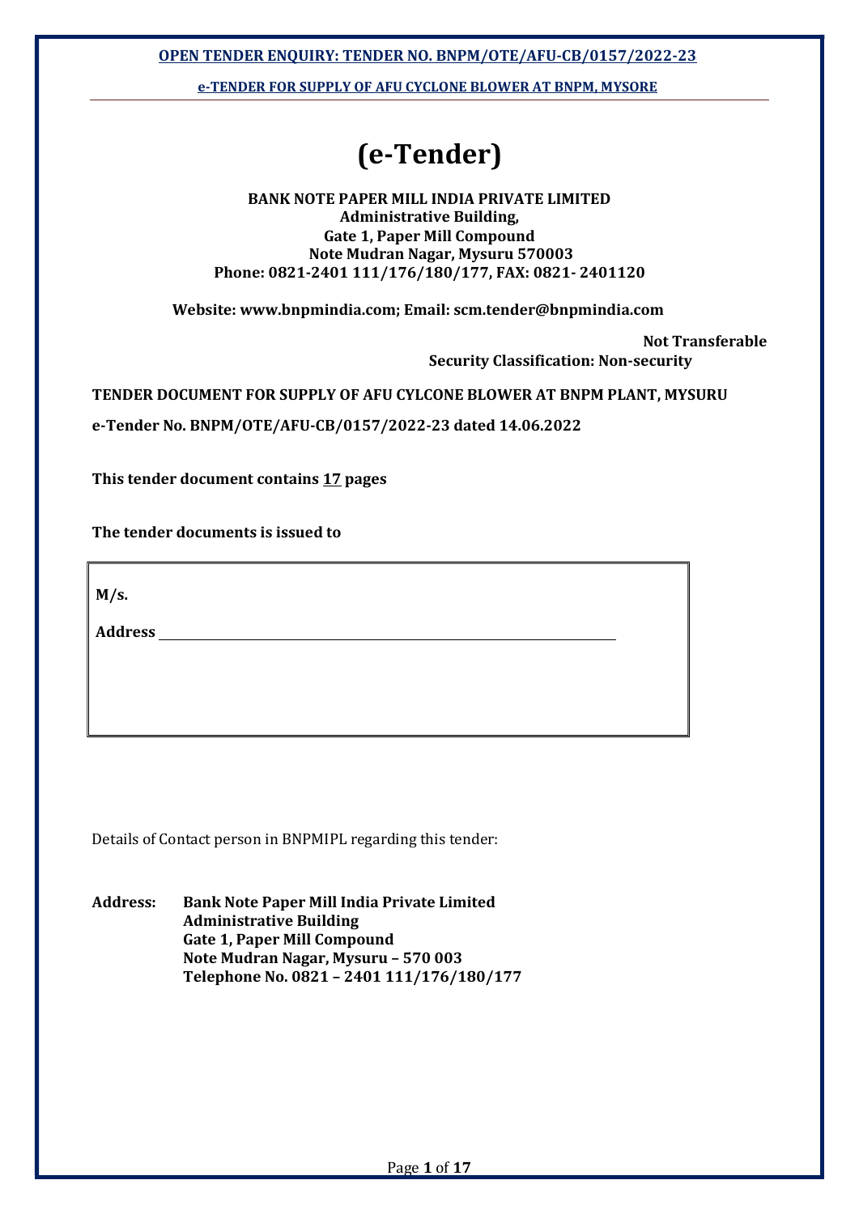# (e-Tender)

**BANK NOTE PAPER MILL INDIA PRIVATE LIMITED**
**Administrative Building,**
**Gate 1, Paper Mill Compound**
**Note Mudran Nagar, Mysuru 570003**
**Phone: 0821-2401 111/176/180/177, FAX: 0821- 2401120**

**Website: www.bnpmindia.com; Email: scm.tender@bnpmindia.com**

**Not Transferable**
**Security Classification: Non-security**

**TENDER DOCUMENT FOR SUPPLY OF AFU CYLCONE BLOWER AT BNPM PLANT, MYSURU**

**e-Tender No. BNPM/OTE/AFU-CB/0157/2022-23 dated 14.06.2022**

**This tender document contains 17 pages**

**The tender documents is issued to**

| |
|---|
| **M/s.** |
| **Address** ____________________________________________ |
| |

Details of Contact person in BNPMIPL regarding this tender:

**Address:** **Bank Note Paper Mill India Private Limited**
**Administrative Building**
**Gate 1, Paper Mill Compound**
**Note Mudran Nagar, Mysuru – 570 003**
**Telephone No. 0821 – 2401 111/176/180/177**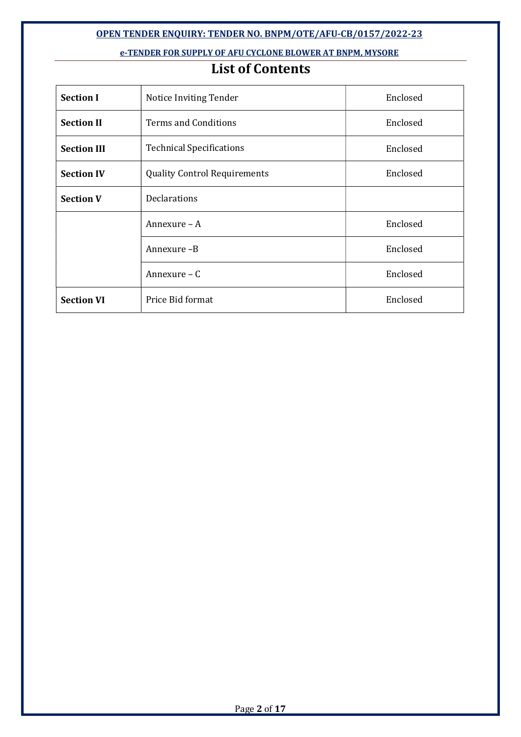# List of Contents

| | | |
|---|---|---|
| **Section I** | Notice Inviting Tender | Enclosed |
| **Section II** | Terms and Conditions | Enclosed |
| **Section III** | Technical Specifications | Enclosed |
| **Section IV** | Quality Control Requirements | Enclosed |
| **Section V** | Declarations | |
| | Annexure – A | Enclosed |
| | Annexure –B | Enclosed |
| | Annexure – C | Enclosed |
| **Section VI** | Price Bid format | Enclosed |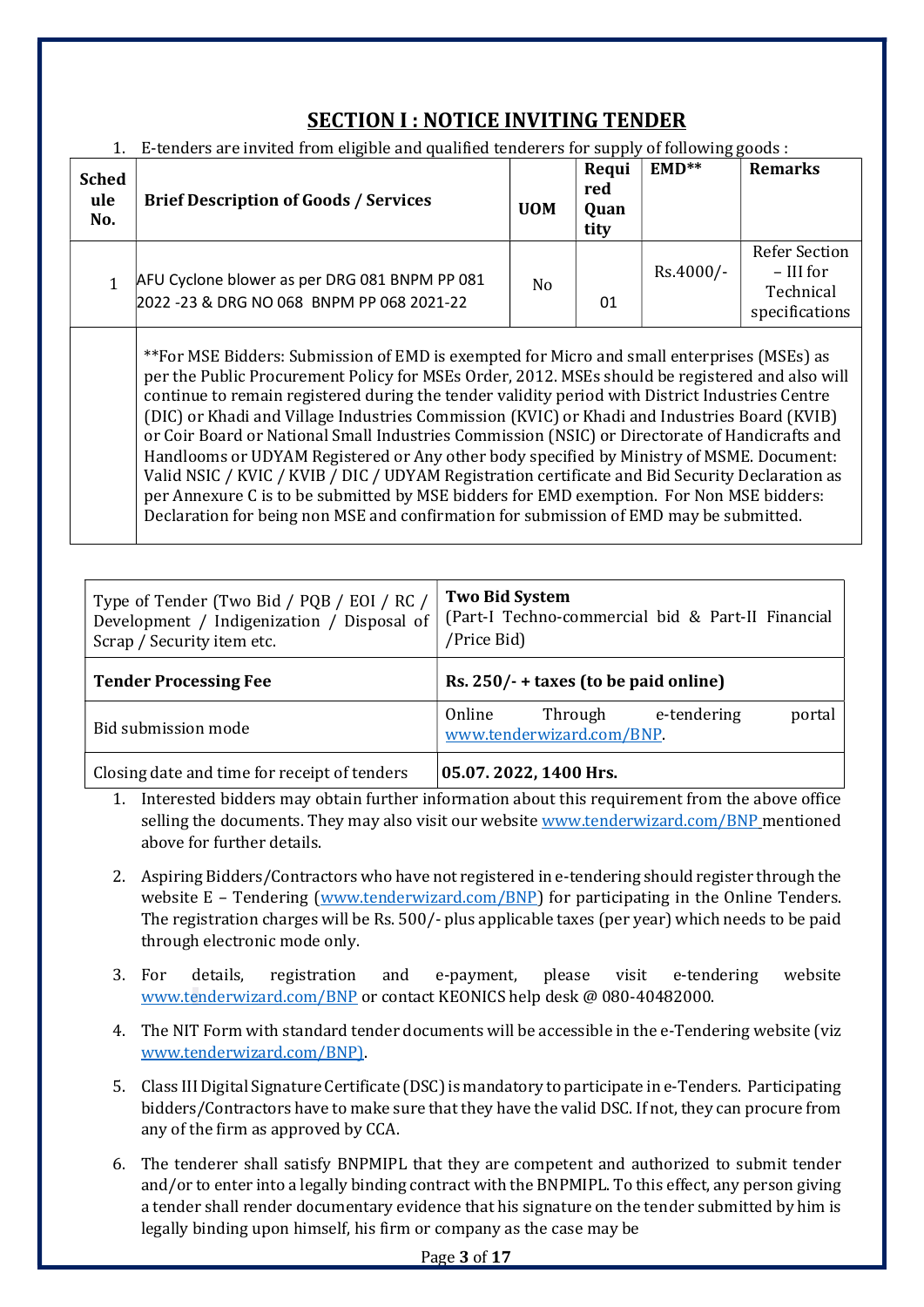## SECTION I : NOTICE INVITING TENDER

1. E-tenders are invited from eligible and qualified tenderers for supply of following goods :

| Schedule No. | Brief Description of Goods / Services | UOM | Required Quantity | EMD** | Remarks |
|---|---|---|---|---|---|
| 1 | AFU Cyclone blower as per DRG 081 BNPM PP 081 2022 -23 & DRG NO 068 BNPM PP 068 2021-22 | No | 01 | Rs.4000/- | Refer Section – III for Technical specifications |
| | **For MSE Bidders: Submission of EMD is exempted for Micro and small enterprises (MSEs) as per the Public Procurement Policy for MSEs Order, 2012. MSEs should be registered and also will continue to remain registered during the tender validity period with District Industries Centre (DIC) or Khadi and Village Industries Commission (KVIC) or Khadi and Industries Board (KVIB) or Coir Board or National Small Industries Commission (NSIC) or Directorate of Handicrafts and Handlooms or UDYAM Registered or Any other body specified by Ministry of MSME. Document: Valid NSIC / KVIC / KVIB / DIC / UDYAM Registration certificate and Bid Security Declaration as per Annexure C is to be submitted by MSE bidders for EMD exemption. For Non MSE bidders: Declaration for being non MSE and confirmation for submission of EMD may be submitted. | | | | |

| Type of Tender (Two Bid / PQB / EOI / RC / Development / Indigenization / Disposal of Scrap / Security item etc. | **Two Bid System** (Part-I Techno-commercial bid & Part-II Financial /Price Bid) |
|---|---|
| **Tender Processing Fee** | **Rs. 250/- + taxes (to be paid online)** |
| Bid submission mode | Online Through e-tendering portal www.tenderwizard.com/BNP. |
| Closing date and time for receipt of tenders | **05.07. 2022, 1400 Hrs.** |

1. Interested bidders may obtain further information about this requirement from the above office selling the documents. They may also visit our website www.tenderwizard.com/BNP mentioned above for further details.

2. Aspiring Bidders/Contractors who have not registered in e-tendering should register through the website E – Tendering (www.tenderwizard.com/BNP) for participating in the Online Tenders. The registration charges will be Rs. 500/- plus applicable taxes (per year) which needs to be paid through electronic mode only.

3. For details, registration and e-payment, please visit e-tendering website www.tenderwizard.com/BNP or contact KEONICS help desk @ 080-40482000.

4. The NIT Form with standard tender documents will be accessible in the e-Tendering website (viz www.tenderwizard.com/BNP).

5. Class III Digital Signature Certificate (DSC) is mandatory to participate in e-Tenders. Participating bidders/Contractors have to make sure that they have the valid DSC. If not, they can procure from any of the firm as approved by CCA.

6. The tenderer shall satisfy BNPMIPL that they are competent and authorized to submit tender and/or to enter into a legally binding contract with the BNPMIPL. To this effect, any person giving a tender shall render documentary evidence that his signature on the tender submitted by him is legally binding upon himself, his firm or company as the case may be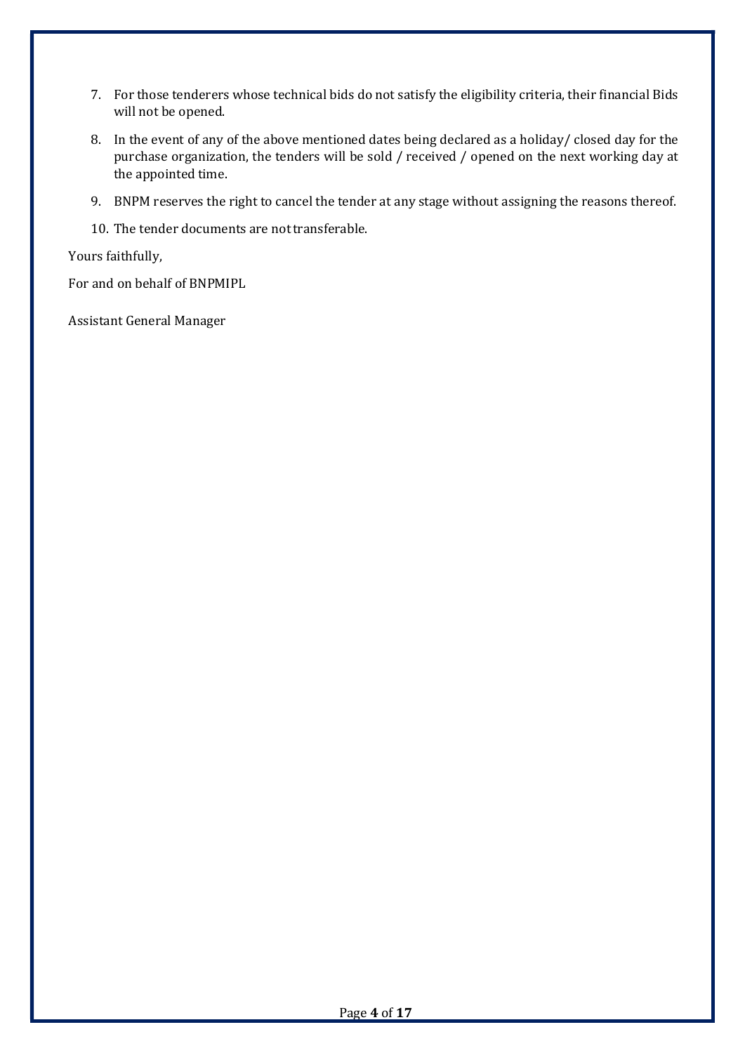7. For those tenderers whose technical bids do not satisfy the eligibility criteria, their financial Bids will not be opened.

8. In the event of any of the above mentioned dates being declared as a holiday/ closed day for the purchase organization, the tenders will be sold / received / opened on the next working day at the appointed time.

9. BNPM reserves the right to cancel the tender at any stage without assigning the reasons thereof.

10. The tender documents are not transferable.

Yours faithfully,

For and on behalf of BNPMIPL

Assistant General Manager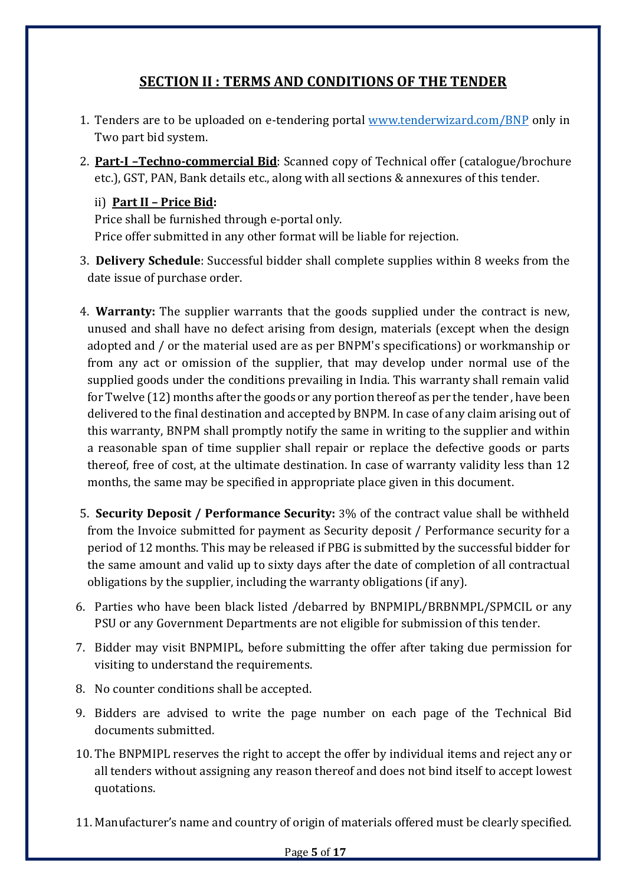## SECTION II : TERMS AND CONDITIONS OF THE TENDER

1. Tenders are to be uploaded on e-tendering portal www.tenderwizard.com/BNP only in Two part bid system.
2. **Part-I –Techno-commercial Bid**: Scanned copy of Technical offer (catalogue/brochure etc.), GST, PAN, Bank details etc., along with all sections & annexures of this tender.

   ii) **Part II – Price Bid:**
   Price shall be furnished through e-portal only.
   Price offer submitted in any other format will be liable for rejection.
3. **Delivery Schedule**: Successful bidder shall complete supplies within 8 weeks from the date issue of purchase order.
4. **Warranty:** The supplier warrants that the goods supplied under the contract is new, unused and shall have no defect arising from design, materials (except when the design adopted and / or the material used are as per BNPM's specifications) or workmanship or from any act or omission of the supplier, that may develop under normal use of the supplied goods under the conditions prevailing in India. This warranty shall remain valid for Twelve (12) months after the goods or any portion thereof as per the tender , have been delivered to the final destination and accepted by BNPM. In case of any claim arising out of this warranty, BNPM shall promptly notify the same in writing to the supplier and within a reasonable span of time supplier shall repair or replace the defective goods or parts thereof, free of cost, at the ultimate destination. In case of warranty validity less than 12 months, the same may be specified in appropriate place given in this document.
5. **Security Deposit / Performance Security:** 3% of the contract value shall be withheld from the Invoice submitted for payment as Security deposit / Performance security for a period of 12 months. This may be released if PBG is submitted by the successful bidder for the same amount and valid up to sixty days after the date of completion of all contractual obligations by the supplier, including the warranty obligations (if any).
6. Parties who have been black listed /debarred by BNPMIPL/BRBNMPL/SPMCIL or any PSU or any Government Departments are not eligible for submission of this tender.
7. Bidder may visit BNPMIPL, before submitting the offer after taking due permission for visiting to understand the requirements.
8. No counter conditions shall be accepted.
9. Bidders are advised to write the page number on each page of the Technical Bid documents submitted.
10. The BNPMIPL reserves the right to accept the offer by individual items and reject any or all tenders without assigning any reason thereof and does not bind itself to accept lowest quotations.
11. Manufacturer's name and country of origin of materials offered must be clearly specified.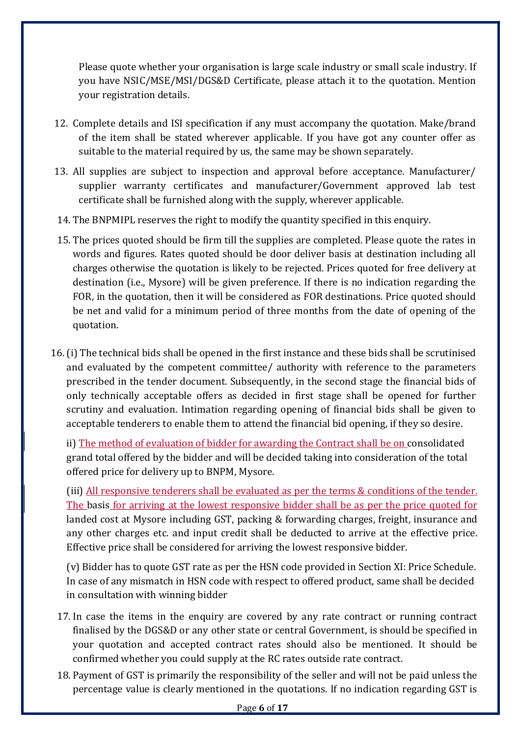Please quote whether your organisation is large scale industry or small scale industry. If you have NSIC/MSE/MSI/DGS&D Certificate, please attach it to the quotation. Mention your registration details.

12. Complete details and ISI specification if any must accompany the quotation. Make/brand of the item shall be stated wherever applicable. If you have got any counter offer as suitable to the material required by us, the same may be shown separately.

13. All supplies are subject to inspection and approval before acceptance. Manufacturer/ supplier warranty certificates and manufacturer/Government approved lab test certificate shall be furnished along with the supply, wherever applicable.

14. The BNPMIPL reserves the right to modify the quantity specified in this enquiry.

15. The prices quoted should be firm till the supplies are completed. Please quote the rates in words and figures. Rates quoted should be door deliver basis at destination including all charges otherwise the quotation is likely to be rejected. Prices quoted for free delivery at destination (i.e., Mysore) will be given preference. If there is no indication regarding the FOR, in the quotation, then it will be considered as FOR destinations. Price quoted should be net and valid for a minimum period of three months from the date of opening of the quotation.

16. (i) The technical bids shall be opened in the first instance and these bids shall be scrutinised and evaluated by the competent committee/ authority with reference to the parameters prescribed in the tender document. Subsequently, in the second stage the financial bids of only technically acceptable offers as decided in first stage shall be opened for further scrutiny and evaluation. Intimation regarding opening of financial bids shall be given to acceptable tenderers to enable them to attend the financial bid opening, if they so desire.

    ii) The method of evaluation of bidder for awarding the Contract shall be on consolidated grand total offered by the bidder and will be decided taking into consideration of the total offered price for delivery up to BNPM, Mysore.

    (iii) All responsive tenderers shall be evaluated as per the terms & conditions of the tender. The basis for arriving at the lowest responsive bidder shall be as per the price quoted for landed cost at Mysore including GST, packing & forwarding charges, freight, insurance and any other charges etc. and input credit shall be deducted to arrive at the effective price. Effective price shall be considered for arriving the lowest responsive bidder.

    (v) Bidder has to quote GST rate as per the HSN code provided in Section XI: Price Schedule. In case of any mismatch in HSN code with respect to offered product, same shall be decided in consultation with winning bidder

17. In case the items in the enquiry are covered by any rate contract or running contract finalised by the DGS&D or any other state or central Government, is should be specified in your quotation and accepted contract rates should also be mentioned. It should be confirmed whether you could supply at the RC rates outside rate contract.

18. Payment of GST is primarily the responsibility of the seller and will not be paid unless the percentage value is clearly mentioned in the quotations. If no indication regarding GST is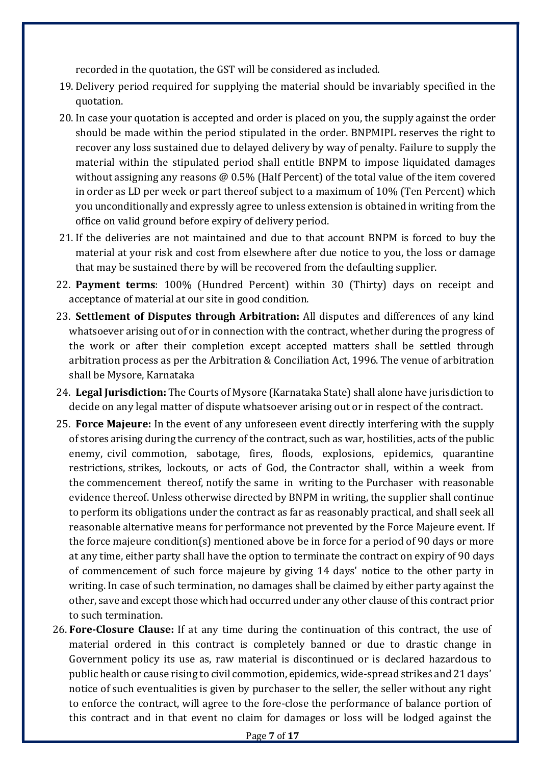recorded in the quotation, the GST will be considered as included.

19. Delivery period required for supplying the material should be invariably specified in the quotation.
20. In case your quotation is accepted and order is placed on you, the supply against the order should be made within the period stipulated in the order. BNPMIPL reserves the right to recover any loss sustained due to delayed delivery by way of penalty. Failure to supply the material within the stipulated period shall entitle BNPM to impose liquidated damages without assigning any reasons @ 0.5% (Half Percent) of the total value of the item covered in order as LD per week or part thereof subject to a maximum of 10% (Ten Percent) which you unconditionally and expressly agree to unless extension is obtained in writing from the office on valid ground before expiry of delivery period.
21. If the deliveries are not maintained and due to that account BNPM is forced to buy the material at your risk and cost from elsewhere after due notice to you, the loss or damage that may be sustained there by will be recovered from the defaulting supplier.
22. **Payment terms**: 100% (Hundred Percent) within 30 (Thirty) days on receipt and acceptance of material at our site in good condition.
23. **Settlement of Disputes through Arbitration:** All disputes and differences of any kind whatsoever arising out of or in connection with the contract, whether during the progress of the work or after their completion except accepted matters shall be settled through arbitration process as per the Arbitration & Conciliation Act, 1996. The venue of arbitration shall be Mysore, Karnataka
24. **Legal Jurisdiction:** The Courts of Mysore (Karnataka State) shall alone have jurisdiction to decide on any legal matter of dispute whatsoever arising out or in respect of the contract.
25. **Force Majeure:** In the event of any unforeseen event directly interfering with the supply of stores arising during the currency of the contract, such as war, hostilities, acts of the public enemy, civil commotion, sabotage, fires, floods, explosions, epidemics, quarantine restrictions, strikes, lockouts, or acts of God, the Contractor shall, within a week from the commencement thereof, notify the same in writing to the Purchaser with reasonable evidence thereof. Unless otherwise directed by BNPM in writing, the supplier shall continue to perform its obligations under the contract as far as reasonably practical, and shall seek all reasonable alternative means for performance not prevented by the Force Majeure event. If the force majeure condition(s) mentioned above be in force for a period of 90 days or more at any time, either party shall have the option to terminate the contract on expiry of 90 days of commencement of such force majeure by giving 14 days' notice to the other party in writing. In case of such termination, no damages shall be claimed by either party against the other, save and except those which had occurred under any other clause of this contract prior to such termination.
26. **Fore-Closure Clause:** If at any time during the continuation of this contract, the use of material ordered in this contract is completely banned or due to drastic change in Government policy its use as, raw material is discontinued or is declared hazardous to public health or cause rising to civil commotion, epidemics, wide-spread strikes and 21 days' notice of such eventualities is given by purchaser to the seller, the seller without any right to enforce the contract, will agree to the fore-close the performance of balance portion of this contract and in that event no claim for damages or loss will be lodged against the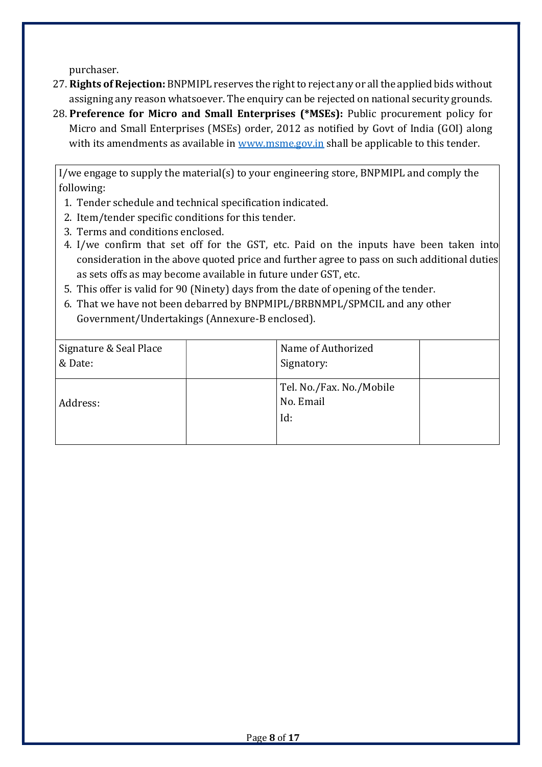purchaser.

27. **Rights of Rejection:** BNPMIPL reserves the right to reject any or all the applied bids without assigning any reason whatsoever. The enquiry can be rejected on national security grounds.
28. **Preference for Micro and Small Enterprises (*MSEs):** Public procurement policy for Micro and Small Enterprises (MSEs) order, 2012 as notified by Govt of India (GOI) along with its amendments as available in [www.msme.gov.in](http://www.msme.gov.in) shall be applicable to this tender.

I/we engage to supply the material(s) to your engineering store, BNPMIPL and comply the following:

1. Tender schedule and technical specification indicated.
2. Item/tender specific conditions for this tender.
3. Terms and conditions enclosed.
4. I/we confirm that set off for the GST, etc. Paid on the inputs have been taken into consideration in the above quoted price and further agree to pass on such additional duties as sets offs as may become available in future under GST, etc.
5. This offer is valid for 90 (Ninety) days from the date of opening of the tender.
6. That we have not been debarred by BNPMIPL/BRBNMPL/SPMCIL and any other Government/Undertakings (Annexure-B enclosed).

| Signature & Seal Place & Date: | | Name of Authorized Signatory: | |
|---|---|---|---|
| Address: | | Tel. No./Fax. No./Mobile No. Email Id: | |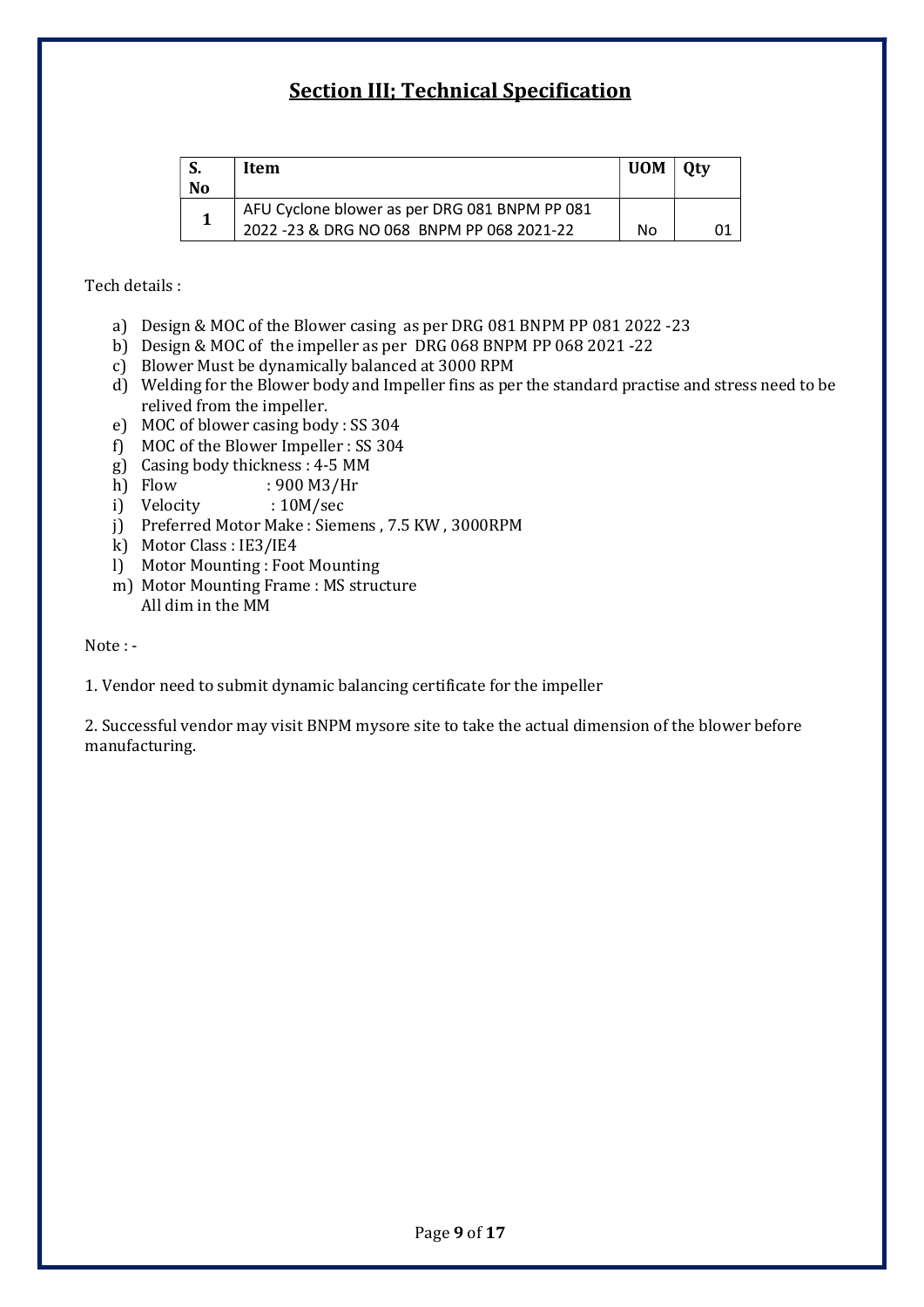# Section III; Technical Specification

| S. No | Item | UOM | Qty |
|---|---|---|---|
| 1 | AFU Cyclone blower as per DRG 081 BNPM PP 081 2022 -23 & DRG NO 068 BNPM PP 068 2021-22 | No | 01 |

Tech details :

a) Design & MOC of the Blower casing as per DRG 081 BNPM PP 081 2022 -23
b) Design & MOC of the impeller as per DRG 068 BNPM PP 068 2021 -22
c) Blower Must be dynamically balanced at 3000 RPM
d) Welding for the Blower body and Impeller fins as per the standard practise and stress need to be relived from the impeller.
e) MOC of blower casing body : SS 304
f) MOC of the Blower Impeller : SS 304
g) Casing body thickness : 4-5 MM
h) Flow : 900 M3/Hr
i) Velocity : 10M/sec
j) Preferred Motor Make : Siemens , 7.5 KW , 3000RPM
k) Motor Class : IE3/IE4
l) Motor Mounting : Foot Mounting
m) Motor Mounting Frame : MS structure
All dim in the MM

Note : -

1. Vendor need to submit dynamic balancing certificate for the impeller

2. Successful vendor may visit BNPM mysore site to take the actual dimension of the blower before manufacturing.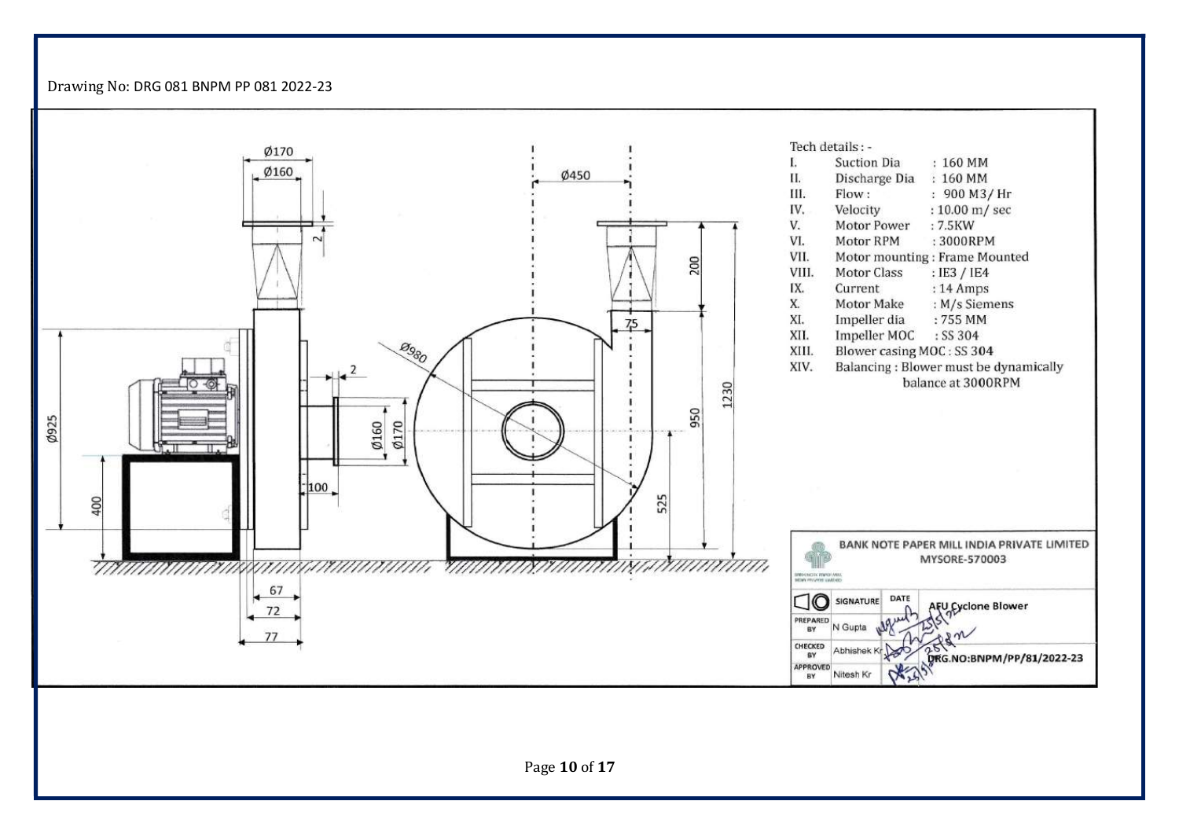Drawing No: DRG 081 BNPM PP 081 2022-23

Ø170

Ø160

2

Ø450

200

75

Ø980

2

Ø160

Ø170

950

1230

Ø925

400

100

525

67

72

77

Tech details : -

| | | |
|---|---|---|
| I. | Suction Dia | : 160 MM |
| II. | Discharge Dia | : 160 MM |
| III. | Flow : | : 900 M3/ Hr |
| IV. | Velocity | : 10.00 m/ sec |
| V. | Motor Power | : 7.5KW |
| VI. | Motor RPM | : 3000RPM |
| VII. | Motor mounting | : Frame Mounted |
| VIII. | Motor Class | : IE3 / IE4 |
| IX. | Current | : 14 Amps |
| X. | Motor Make | : M/s Siemens |
| XI. | Impeller dia | : 755 MM |
| XII. | Impeller MOC | : SS 304 |
| XIII. | Blower casing MOC | : SS 304 |
| XIV. | Balancing | : Blower must be dynamically balance at 3000RPM |

**BANK NOTE PAPER MILL INDIA PRIVATE LIMITED**
MYSORE-570003

| | | SIGNATURE | DATE | AFU Cyclone Blower |
|---|---|---|---|---|
| PREPARED BY | N Gupta | | | |
| CHECKED BY | Abhishek Kr | | | DRG.NO:BNPM/PP/81/2022-23 |
| APPROVED BY | Nitesh Kr | | | |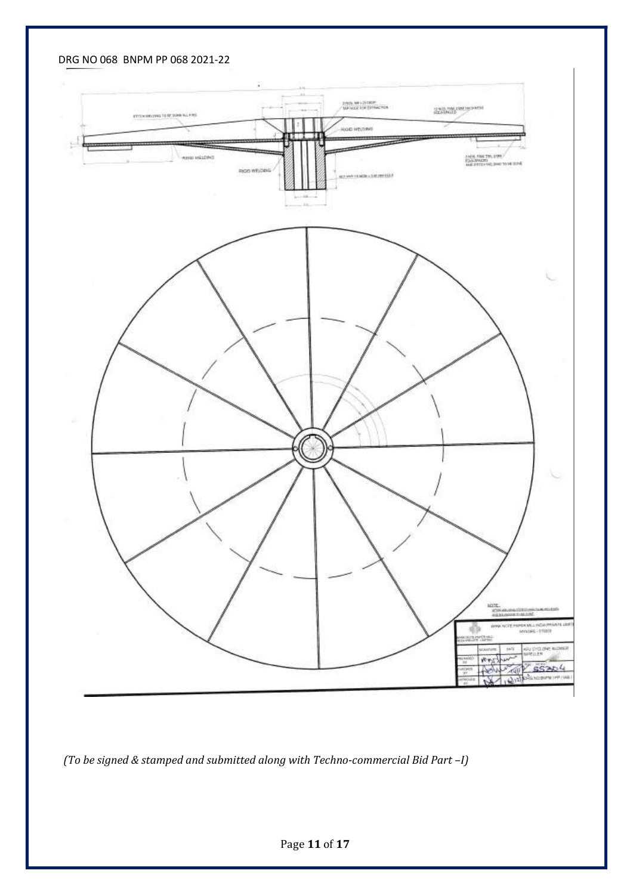DRG NO 068 BNPM PP 068 2021-22

*(To be signed & stamped and submitted along with Techno-commercial Bid Part –I)*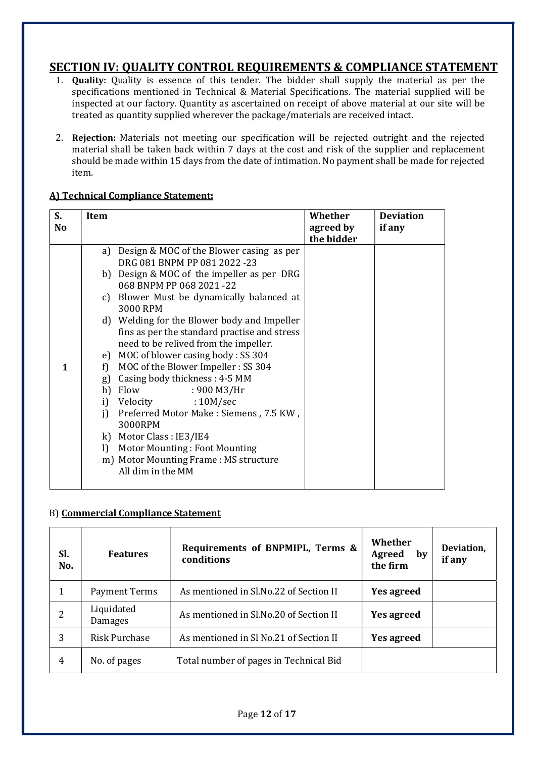## SECTION IV: QUALITY CONTROL REQUIREMENTS & COMPLIANCE STATEMENT

1. **Quality:** Quality is essence of this tender. The bidder shall supply the material as per the specifications mentioned in Technical & Material Specifications. The material supplied will be inspected at our factory. Quantity as ascertained on receipt of above material at our site will be treated as quantity supplied wherever the package/materials are received intact.

2. **Rejection:** Materials not meeting our specification will be rejected outright and the rejected material shall be taken back within 7 days at the cost and risk of the supplier and replacement should be made within 15 days from the date of intimation. No payment shall be made for rejected item.

### A) Technical Compliance Statement:

| S. No | Item | Whether agreed by the bidder | Deviation if any |
|---|---|---|---|
| 1 | a) Design & MOC of the Blower casing as per DRG 081 BNPM PP 081 2022 -23<br>b) Design & MOC of the impeller as per DRG 068 BNPM PP 068 2021 -22<br>c) Blower Must be dynamically balanced at 3000 RPM<br>d) Welding for the Blower body and Impeller fins as per the standard practise and stress need to be relived from the impeller.<br>e) MOC of blower casing body : SS 304<br>f) MOC of the Blower Impeller : SS 304<br>g) Casing body thickness : 4-5 MM<br>h) Flow : 900 M3/Hr<br>i) Velocity : 10M/sec<br>j) Preferred Motor Make : Siemens , 7.5 KW , 3000RPM<br>k) Motor Class : IE3/IE4<br>l) Motor Mounting : Foot Mounting<br>m) Motor Mounting Frame : MS structure<br>All dim in the MM | | |

### B) Commercial Compliance Statement

| Sl. No. | Features | Requirements of BNPMIPL, Terms & conditions | Whether Agreed by the firm | Deviation, if any |
|---|---|---|---|---|
| 1 | Payment Terms | As mentioned in Sl.No.22 of Section II | **Yes agreed** | |
| 2 | Liquidated Damages | As mentioned in Sl.No.20 of Section II | **Yes agreed** | |
| 3 | Risk Purchase | As mentioned in Sl No.21 of Section II | **Yes agreed** | |
| 4 | No. of pages | Total number of pages in Technical Bid | | |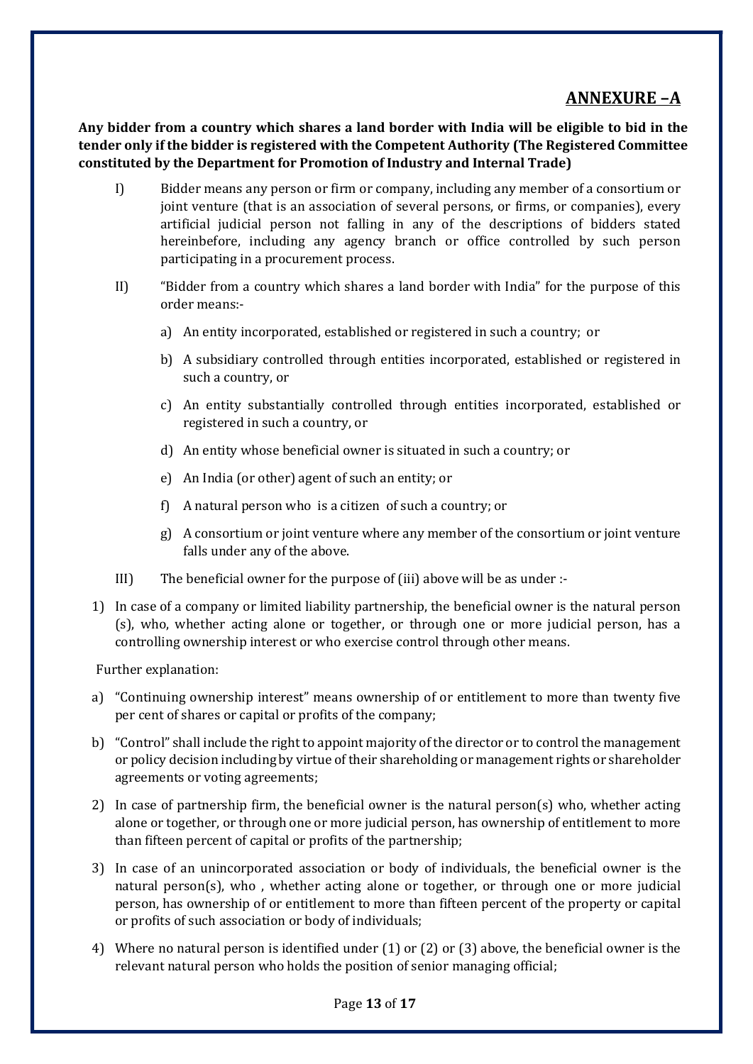## ANNEXURE –A

**Any bidder from a country which shares a land border with India will be eligible to bid in the tender only if the bidder is registered with the Competent Authority (The Registered Committee constituted by the Department for Promotion of Industry and Internal Trade)**

I) Bidder means any person or firm or company, including any member of a consortium or joint venture (that is an association of several persons, or firms, or companies), every artificial judicial person not falling in any of the descriptions of bidders stated hereinbefore, including any agency branch or office controlled by such person participating in a procurement process.

II) "Bidder from a country which shares a land border with India" for the purpose of this order means:-

   a) An entity incorporated, established or registered in such a country; or

   b) A subsidiary controlled through entities incorporated, established or registered in such a country, or

   c) An entity substantially controlled through entities incorporated, established or registered in such a country, or

   d) An entity whose beneficial owner is situated in such a country; or

   e) An India (or other) agent of such an entity; or

   f) A natural person who is a citizen of such a country; or

   g) A consortium or joint venture where any member of the consortium or joint venture falls under any of the above.

III) The beneficial owner for the purpose of (iii) above will be as under :-

1) In case of a company or limited liability partnership, the beneficial owner is the natural person (s), who, whether acting alone or together, or through one or more judicial person, has a controlling ownership interest or who exercise control through other means.

Further explanation:

a) "Continuing ownership interest" means ownership of or entitlement to more than twenty five per cent of shares or capital or profits of the company;

b) "Control" shall include the right to appoint majority of the director or to control the management or policy decision including by virtue of their shareholding or management rights or shareholder agreements or voting agreements;

2) In case of partnership firm, the beneficial owner is the natural person(s) who, whether acting alone or together, or through one or more judicial person, has ownership of entitlement to more than fifteen percent of capital or profits of the partnership;

3) In case of an unincorporated association or body of individuals, the beneficial owner is the natural person(s), who , whether acting alone or together, or through one or more judicial person, has ownership of or entitlement to more than fifteen percent of the property or capital or profits of such association or body of individuals;

4) Where no natural person is identified under (1) or (2) or (3) above, the beneficial owner is the relevant natural person who holds the position of senior managing official;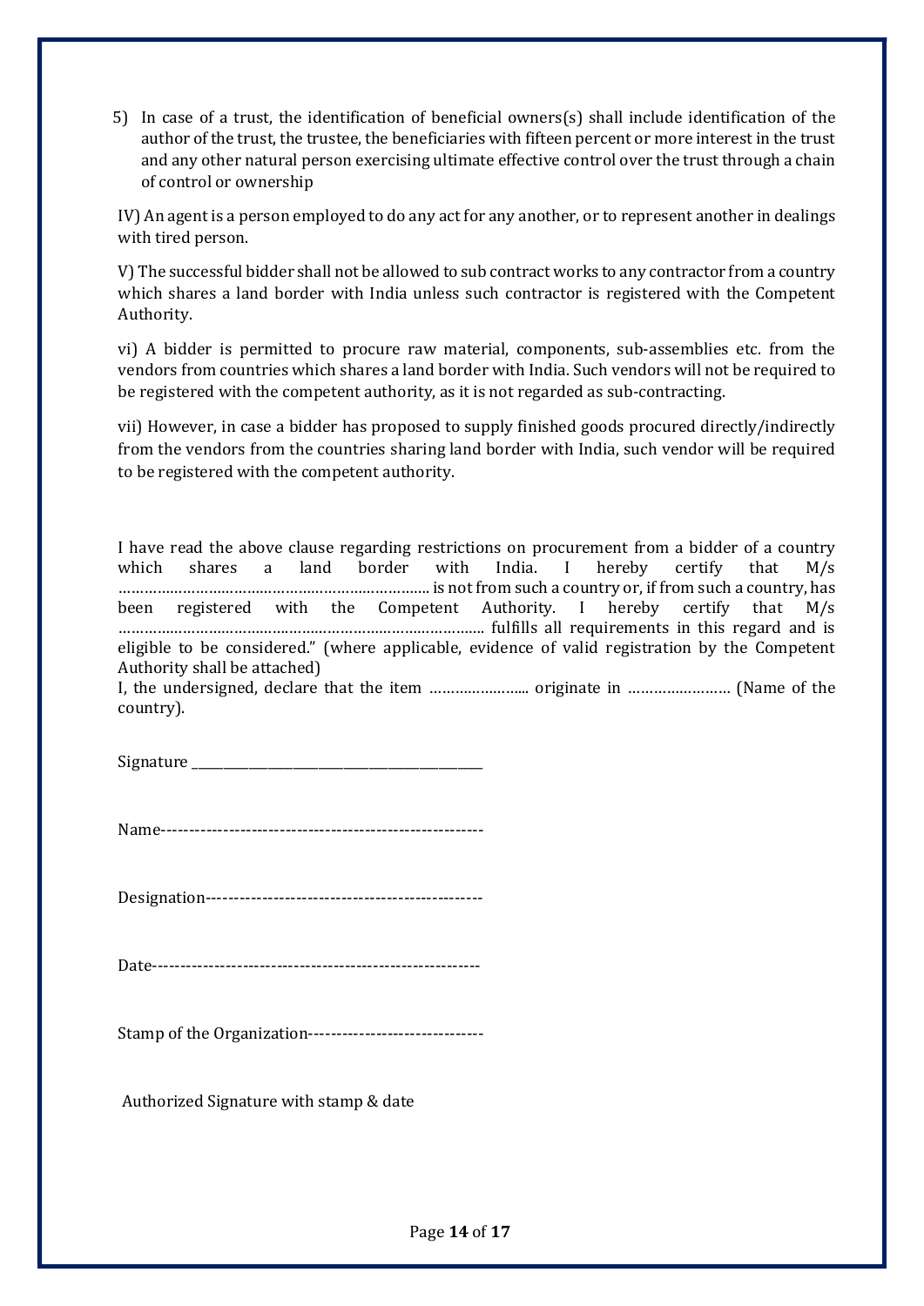5) In case of a trust, the identification of beneficial owners(s) shall include identification of the author of the trust, the trustee, the beneficiaries with fifteen percent or more interest in the trust and any other natural person exercising ultimate effective control over the trust through a chain of control or ownership

IV) An agent is a person employed to do any act for any another, or to represent another in dealings with tired person.

V) The successful bidder shall not be allowed to sub contract works to any contractor from a country which shares a land border with India unless such contractor is registered with the Competent Authority.

vi) A bidder is permitted to procure raw material, components, sub-assemblies etc. from the vendors from countries which shares a land border with India. Such vendors will not be required to be registered with the competent authority, as it is not regarded as sub-contracting.

vii) However, in case a bidder has proposed to supply finished goods procured directly/indirectly from the vendors from the countries sharing land border with India, such vendor will be required to be registered with the competent authority.

I have read the above clause regarding restrictions on procurement from a bidder of a country which shares a land border with India. I hereby certify that M/s ………………………………………………………………. is not from such a country or, if from such a country, has been registered with the Competent Authority. I hereby certify that M/s ……………………………………………………………………….. fulfills all requirements in this regard and is eligible to be considered." (where applicable, evidence of valid registration by the Competent Authority shall be attached)

I, the undersigned, declare that the item …………………... originate in …………………… (Name of the country).

Signature ___________________________________

Name--------------------------------------------------------

Designation-------------------------------------------------

Date----------------------------------------------------------

Stamp of the Organization-------------------------------

Authorized Signature with stamp & date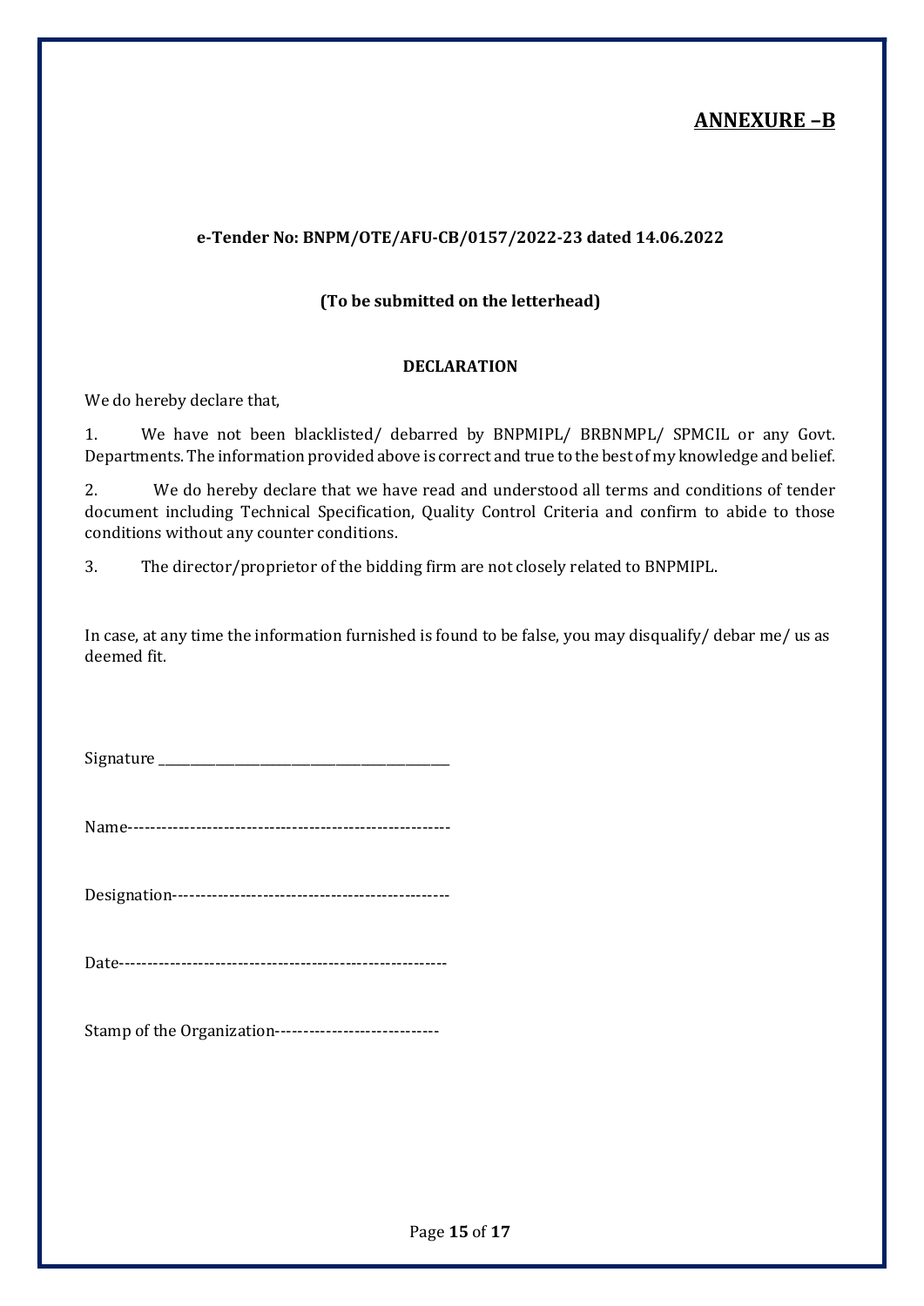# ANNEXURE –B

**e-Tender No: BNPM/OTE/AFU-CB/0157/2022-23 dated 14.06.2022**

**(To be submitted on the letterhead)**

**DECLARATION**

We do hereby declare that,

1. We have not been blacklisted/ debarred by BNPMIPL/ BRBNMPL/ SPMCIL or any Govt. Departments. The information provided above is correct and true to the best of my knowledge and belief.

2. We do hereby declare that we have read and understood all terms and conditions of tender document including Technical Specification, Quality Control Criteria and confirm to abide to those conditions without any counter conditions.

3. The director/proprietor of the bidding firm are not closely related to BNPMIPL.

In case, at any time the information furnished is found to be false, you may disqualify/ debar me/ us as deemed fit.

Signature ________________________________________

Name--------------------------------------------------------

Designation------------------------------------------------

Date---------------------------------------------------------

Stamp of the Organization----------------------------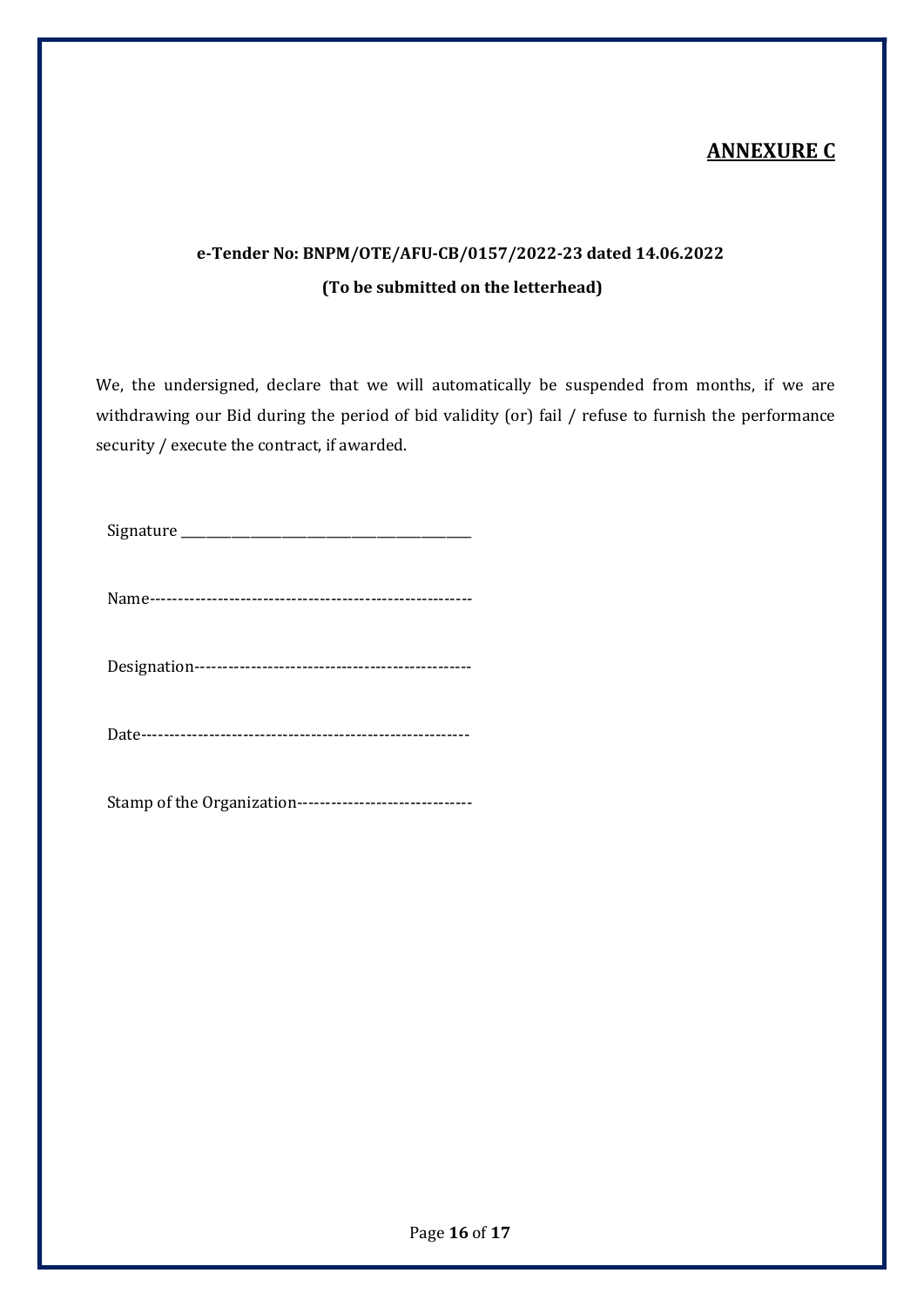# ANNEXURE C

**e-Tender No: BNPM/OTE/AFU-CB/0157/2022-23 dated 14.06.2022**

**(To be submitted on the letterhead)**

We, the undersigned, declare that we will automatically be suspended from months, if we are withdrawing our Bid during the period of bid validity (or) fail / refuse to furnish the performance security / execute the contract, if awarded.

Signature ________________________________________

Name--------------------------------------------------------

Designation-------------------------------------------------

Date---------------------------------------------------------

Stamp of the Organization-------------------------------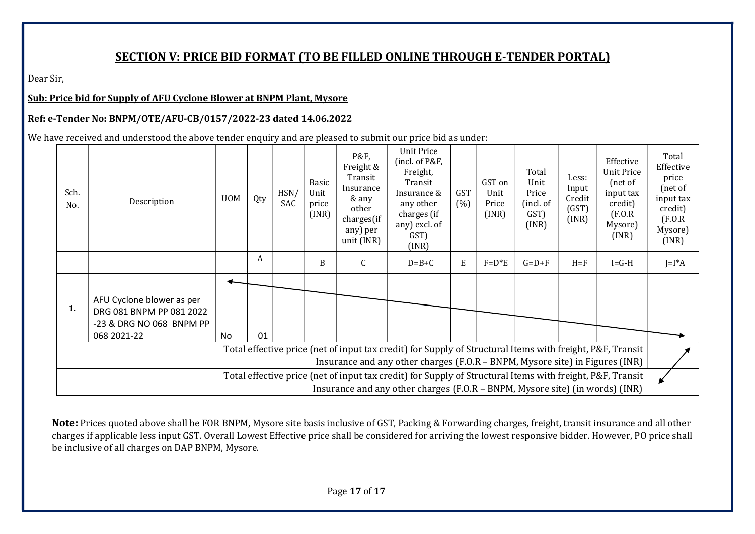## SECTION V: PRICE BID FORMAT (TO BE FILLED ONLINE THROUGH E-TENDER PORTAL)

Dear Sir,

**Sub: Price bid for Supply of AFU Cyclone Blower at BNPM Plant, Mysore**

**Ref: e-Tender No: BNPM/OTE/AFU-CB/0157/2022-23 dated 14.06.2022**

We have received and understood the above tender enquiry and are pleased to submit our price bid as under:

| Sch. No. | Description | UOM | Qty | HSN/ SAC | Basic Unit price (INR) | P&F, Freight & Transit Insurance & any other charges(if any) per unit (INR) | Unit Price (incl. of P&F, Freight, Transit Insurance & any other charges (if any) excl. of GST) (INR) | GST (%) | GST on Unit Price (INR) | Total Unit Price (incl. of GST) (INR) | Less: Input Credit (GST) (INR) | Effective Unit Price (net of input tax credit) (F.O.R Mysore) (INR) | Total Effective price (net of input tax credit) (F.O.R Mysore) (INR) |
|---|---|---|---|---|---|---|---|---|---|---|---|---|---|
| | | | A | | B | C | D=B+C | E | F=D*E | G=D+F | H=F | I=G-H | J=I*A |
| **1.** | AFU Cyclone blower as per DRG 081 BNPM PP 081 2022 -23 & DRG NO 068 BNPM PP 068 2021-22 | No | 01 | | | | | | | | | | |
| Total effective price (net of input tax credit) for Supply of Structural Items with freight, P&F, Transit Insurance and any other charges (F.O.R – BNPM, Mysore site) in Figures (INR) | | | | | | | | | | | | | |
| Total effective price (net of input tax credit) for Supply of Structural Items with freight, P&F, Transit Insurance and any other charges (F.O.R – BNPM, Mysore site) (in words) (INR) | | | | | | | | | | | | | |

**Note:** Prices quoted above shall be FOR BNPM, Mysore site basis inclusive of GST, Packing & Forwarding charges, freight, transit insurance and all other charges if applicable less input GST. Overall Lowest Effective price shall be considered for arriving the lowest responsive bidder. However, PO price shall be inclusive of all charges on DAP BNPM, Mysore.